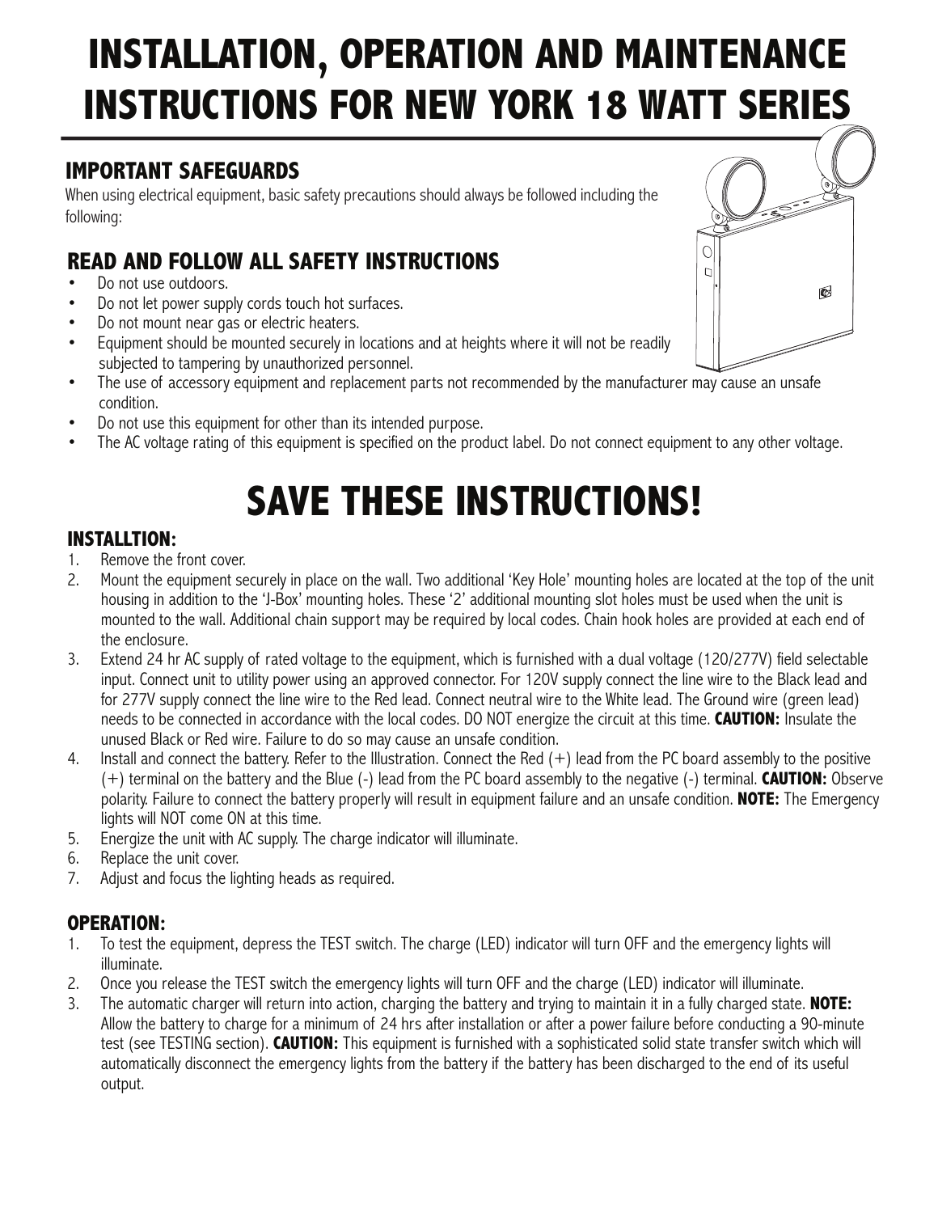# INSTALLATION, OPERATION AND MAINTENANCE INSTRUCTIONS FOR NEW YORK 18 WATT SERIES

## IMPORTANT SAFEGUARDS

When using electrical equipment, basic safety precautions should always be followed including the following:

## READ AND FOLLOW ALL SAFETY INSTRUCTIONS

- Do not use outdoors.
- Do not let power supply cords touch hot surfaces.
- Do not mount near gas or electric heaters.
- Equipment should be mounted securely in locations and at heights where it will not be readily subjected to tampering by unauthorized personnel.
- The use of accessory equipment and replacement parts not recommended by the manufacturer may cause an unsafe condition.
- Do not use this equipment for other than its intended purpose.
- The AC voltage rating of this equipment is specified on the product label. Do not connect equipment to any other voltage.

# SAVE THESE INSTRUCTIONS!

### INSTALLTION:

1. Remove the front cover.
2. Mount the equipment securely in place on the wall. Two additional 'Key Hole' mounting holes are located at the top of the unit housing in addition to the 'J-Box' mounting holes. These '2' additional mounting slot holes must be used when the unit is mounted to the wall. Additional chain support may be required by local codes. Chain hook holes are provided at each end of the enclosure.
3. Extend 24 hr AC supply of rated voltage to the equipment, which is furnished with a dual voltage (120/277V) field selectable input. Connect unit to utility power using an approved connector. For 120V supply connect the line wire to the Black lead and for 277V supply connect the line wire to the Red lead. Connect neutral wire to the White lead. The Ground wire (green lead) needs to be connected in accordance with the local codes. DO NOT energize the circuit at this time. **CAUTION:** Insulate the unused Black or Red wire. Failure to do so may cause an unsafe condition.
4. Install and connect the battery. Refer to the Illustration. Connect the Red (+) lead from the PC board assembly to the positive (+) terminal on the battery and the Blue (-) lead from the PC board assembly to the negative (-) terminal. **CAUTION:** Observe polarity. Failure to connect the battery properly will result in equipment failure and an unsafe condition. **NOTE:** The Emergency lights will NOT come ON at this time.
5. Energize the unit with AC supply. The charge indicator will illuminate.
6. Replace the unit cover.
7. Adjust and focus the lighting heads as required.

### OPERATION:

1. To test the equipment, depress the TEST switch. The charge (LED) indicator will turn OFF and the emergency lights will illuminate.
2. Once you release the TEST switch the emergency lights will turn OFF and the charge (LED) indicator will illuminate.
3. The automatic charger will return into action, charging the battery and trying to maintain it in a fully charged state. **NOTE:** Allow the battery to charge for a minimum of 24 hrs after installation or after a power failure before conducting a 90-minute test (see TESTING section). **CAUTION:** This equipment is furnished with a sophisticated solid state transfer switch which will automatically disconnect the emergency lights from the battery if the battery has been discharged to the end of its useful output.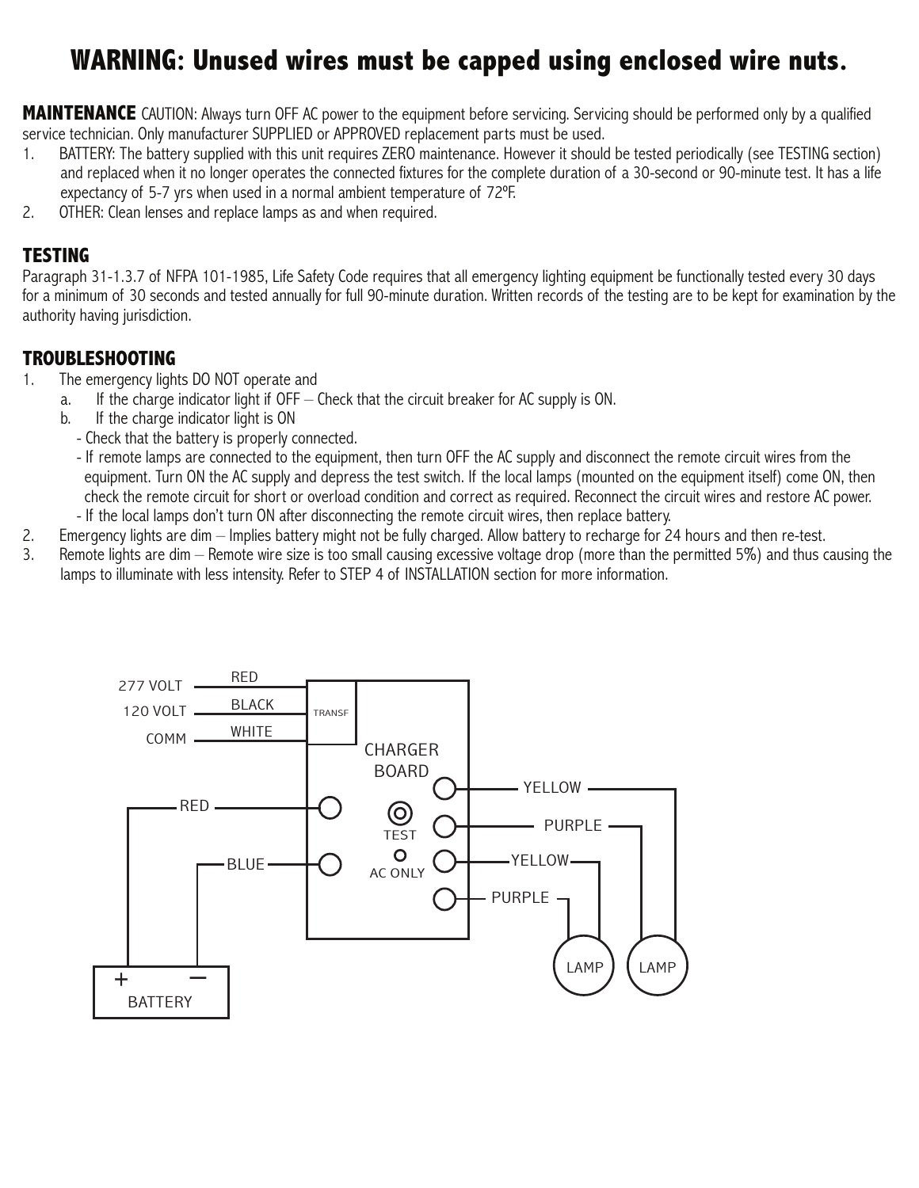# WARNING: Unused wires must be capped using enclosed wire nuts.

**MAINTENANCE** CAUTION: Always turn OFF AC power to the equipment before servicing. Servicing should be performed only by a qualified service technician. Only manufacturer SUPPLIED or APPROVED replacement parts must be used.

1. BATTERY: The battery supplied with this unit requires ZERO maintenance. However it should be tested periodically (see TESTING section) and replaced when it no longer operates the connected fixtures for the complete duration of a 30-second or 90-minute test. It has a life expectancy of 5-7 yrs when used in a normal ambient temperature of 72ºF.
2. OTHER: Clean lenses and replace lamps as and when required.

## TESTING

Paragraph 31-1.3.7 of NFPA 101-1985, Life Safety Code requires that all emergency lighting equipment be functionally tested every 30 days for a minimum of 30 seconds and tested annually for full 90-minute duration. Written records of the testing are to be kept for examination by the authority having jurisdiction.

## TROUBLESHOOTING

1. The emergency lights DO NOT operate and
   a. If the charge indicator light if OFF – Check that the circuit breaker for AC supply is ON.
   b. If the charge indicator light is ON
      - Check that the battery is properly connected.
      - If remote lamps are connected to the equipment, then turn OFF the AC supply and disconnect the remote circuit wires from the equipment. Turn ON the AC supply and depress the test switch. If the local lamps (mounted on the equipment itself) come ON, then check the remote circuit for short or overload condition and correct as required. Reconnect the circuit wires and restore AC power.
      - If the local lamps don't turn ON after disconnecting the remote circuit wires, then replace battery.
2. Emergency lights are dim – Implies battery might not be fully charged. Allow battery to recharge for 24 hours and then re-test.
3. Remote lights are dim – Remote wire size is too small causing excessive voltage drop (more than the permitted 5%) and thus causing the lamps to illuminate with less intensity. Refer to STEP 4 of INSTALLATION section for more information.

277 VOLT — RED
120 VOLT — BLACK
COMM — WHITE

TRANSF

CHARGER BOARD

RED
BLUE

TEST
AC ONLY

YELLOW
PURPLE
YELLOW
PURPLE

LAMP LAMP

+ –
BATTERY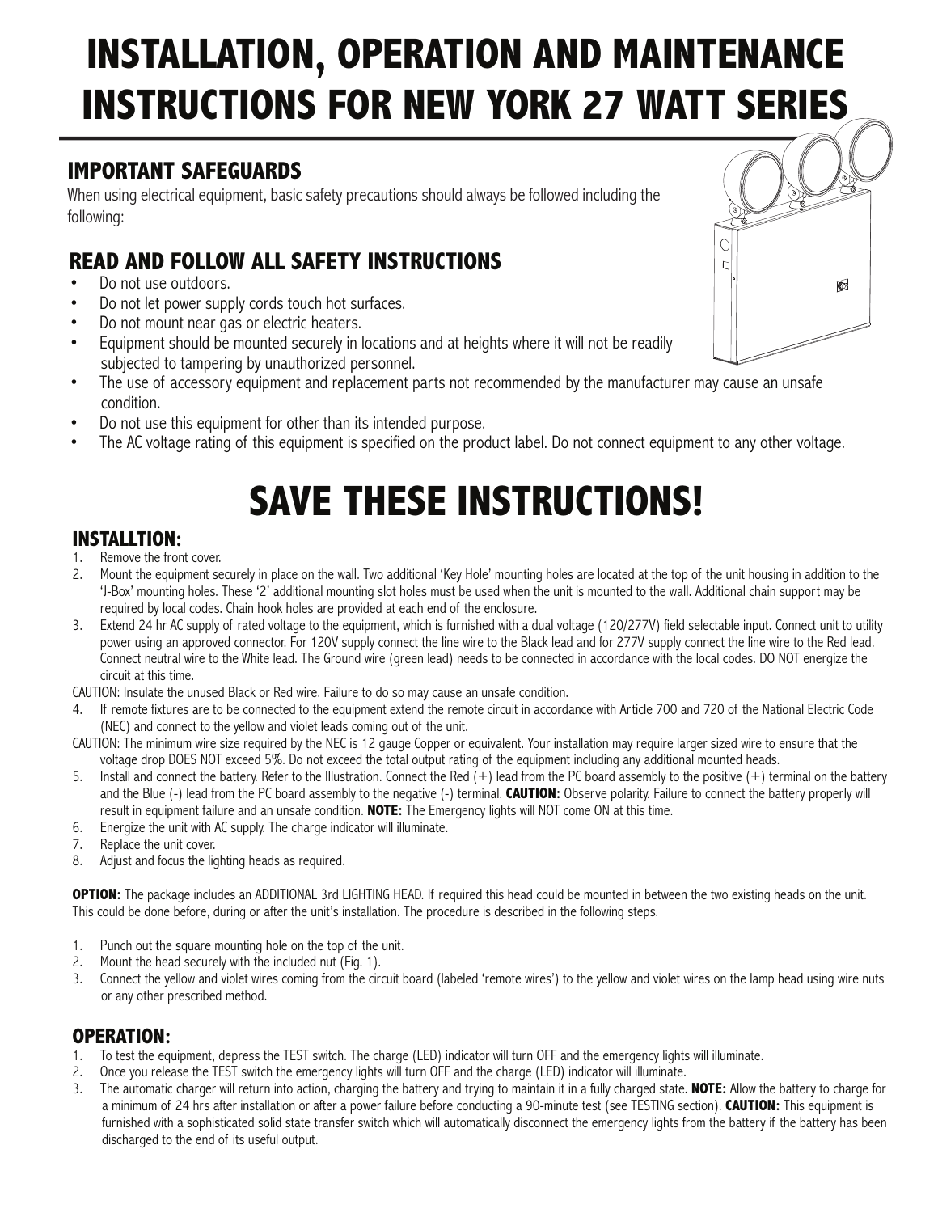# INSTALLATION, OPERATION AND MAINTENANCE INSTRUCTIONS FOR NEW YORK 27 WATT SERIES

## IMPORTANT SAFEGUARDS

When using electrical equipment, basic safety precautions should always be followed including the following:

## READ AND FOLLOW ALL SAFETY INSTRUCTIONS

- Do not use outdoors.
- Do not let power supply cords touch hot surfaces.
- Do not mount near gas or electric heaters.
- Equipment should be mounted securely in locations and at heights where it will not be readily subjected to tampering by unauthorized personnel.
- The use of accessory equipment and replacement parts not recommended by the manufacturer may cause an unsafe condition.
- Do not use this equipment for other than its intended purpose.
- The AC voltage rating of this equipment is specified on the product label. Do not connect equipment to any other voltage.

# SAVE THESE INSTRUCTIONS!

## INSTALLTION:

1. Remove the front cover.
2. Mount the equipment securely in place on the wall. Two additional 'Key Hole' mounting holes are located at the top of the unit housing in addition to the 'J-Box' mounting holes. These '2' additional mounting slot holes must be used when the unit is mounted to the wall. Additional chain support may be required by local codes. Chain hook holes are provided at each end of the enclosure.
3. Extend 24 hr AC supply of rated voltage to the equipment, which is furnished with a dual voltage (120/277V) field selectable input. Connect unit to utility power using an approved connector. For 120V supply connect the line wire to the Black lead and for 277V supply connect the line wire to the Red lead. Connect neutral wire to the White lead. The Ground wire (green lead) needs to be connected in accordance with the local codes. DO NOT energize the circuit at this time.

CAUTION: Insulate the unused Black or Red wire. Failure to do so may cause an unsafe condition.

4. If remote fixtures are to be connected to the equipment extend the remote circuit in accordance with Article 700 and 720 of the National Electric Code (NEC) and connect to the yellow and violet leads coming out of the unit.

CAUTION: The minimum wire size required by the NEC is 12 gauge Copper or equivalent. Your installation may require larger sized wire to ensure that the voltage drop DOES NOT exceed 5%. Do not exceed the total output rating of the equipment including any additional mounted heads.

5. Install and connect the battery. Refer to the Illustration. Connect the Red (+) lead from the PC board assembly to the positive (+) terminal on the battery and the Blue (-) lead from the PC board assembly to the negative (-) terminal. **CAUTION:** Observe polarity. Failure to connect the battery properly will result in equipment failure and an unsafe condition. **NOTE:** The Emergency lights will NOT come ON at this time.
6. Energize the unit with AC supply. The charge indicator will illuminate.
7. Replace the unit cover.
8. Adjust and focus the lighting heads as required.

**OPTION:** The package includes an ADDITIONAL 3rd LIGHTING HEAD. If required this head could be mounted in between the two existing heads on the unit. This could be done before, during or after the unit's installation. The procedure is described in the following steps.

1. Punch out the square mounting hole on the top of the unit.
2. Mount the head securely with the included nut (Fig. 1).
3. Connect the yellow and violet wires coming from the circuit board (labeled 'remote wires') to the yellow and violet wires on the lamp head using wire nuts or any other prescribed method.

## OPERATION:

1. To test the equipment, depress the TEST switch. The charge (LED) indicator will turn OFF and the emergency lights will illuminate.
2. Once you release the TEST switch the emergency lights will turn OFF and the charge (LED) indicator will illuminate.
3. The automatic charger will return into action, charging the battery and trying to maintain it in a fully charged state. **NOTE:** Allow the battery to charge for a minimum of 24 hrs after installation or after a power failure before conducting a 90-minute test (see TESTING section). **CAUTION:** This equipment is furnished with a sophisticated solid state transfer switch which will automatically disconnect the emergency lights from the battery if the battery has been discharged to the end of its useful output.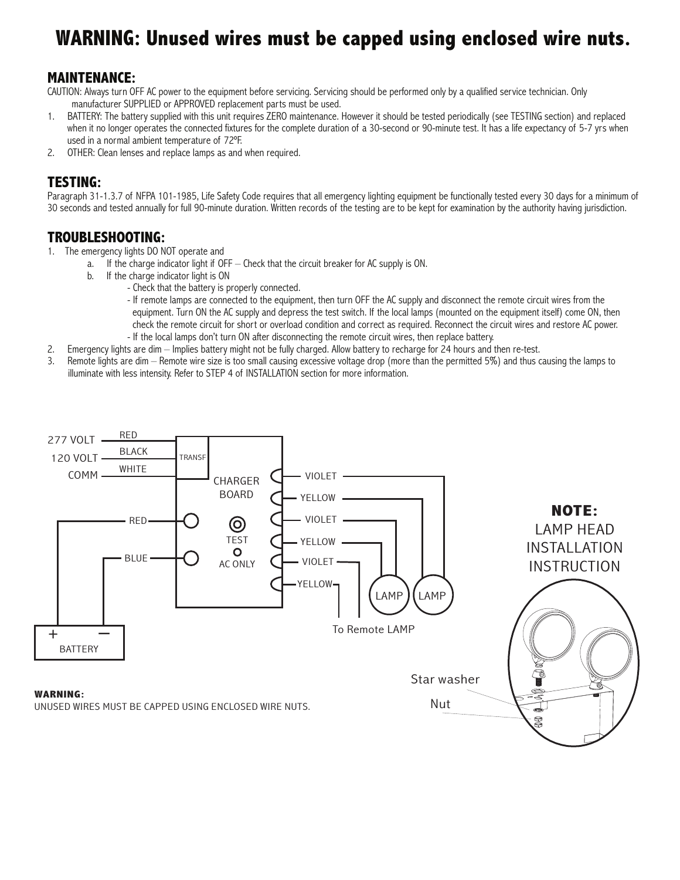# WARNING: Unused wires must be capped using enclosed wire nuts.

## MAINTENANCE:

CAUTION: Always turn OFF AC power to the equipment before servicing. Servicing should be performed only by a qualified service technician. Only manufacturer SUPPLIED or APPROVED replacement parts must be used.

1. BATTERY: The battery supplied with this unit requires ZERO maintenance. However it should be tested periodically (see TESTING section) and replaced when it no longer operates the connected fixtures for the complete duration of a 30-second or 90-minute test. It has a life expectancy of 5-7 yrs when used in a normal ambient temperature of 72ºF.
2. OTHER: Clean lenses and replace lamps as and when required.

## TESTING:

Paragraph 31-1.3.7 of NFPA 101-1985, Life Safety Code requires that all emergency lighting equipment be functionally tested every 30 days for a minimum of 30 seconds and tested annually for full 90-minute duration. Written records of the testing are to be kept for examination by the authority having jurisdiction.

## TROUBLESHOOTING:

1. The emergency lights DO NOT operate and
   a. If the charge indicator light if OFF – Check that the circuit breaker for AC supply is ON.
   b. If the charge indicator light is ON
      - Check that the battery is properly connected.
      - If remote lamps are connected to the equipment, then turn OFF the AC supply and disconnect the remote circuit wires from the equipment. Turn ON the AC supply and depress the test switch. If the local lamps (mounted on the equipment itself) come ON, then check the remote circuit for short or overload condition and correct as required. Reconnect the circuit wires and restore AC power.
      - If the local lamps don't turn ON after disconnecting the remote circuit wires, then replace battery.
2. Emergency lights are dim – Implies battery might not be fully charged. Allow battery to recharge for 24 hours and then re-test.
3. Remote lights are dim – Remote wire size is too small causing excessive voltage drop (more than the permitted 5%) and thus causing the lamps to illuminate with less intensity. Refer to STEP 4 of INSTALLATION section for more information.

277 VOLT — RED
120 VOLT — BLACK
COMM — WHITE
TRANSF
CHARGER BOARD
RED
BLUE
TEST
AC ONLY
VIOLET
YELLOW
VIOLET
YELLOW
VIOLET
YELLOW
LAMP
LAMP
To Remote LAMP
BATTERY
+ –

**NOTE:**
LAMP HEAD INSTALLATION INSTRUCTION

Star washer
Nut

**WARNING:**
UNUSED WIRES MUST BE CAPPED USING ENCLOSED WIRE NUTS.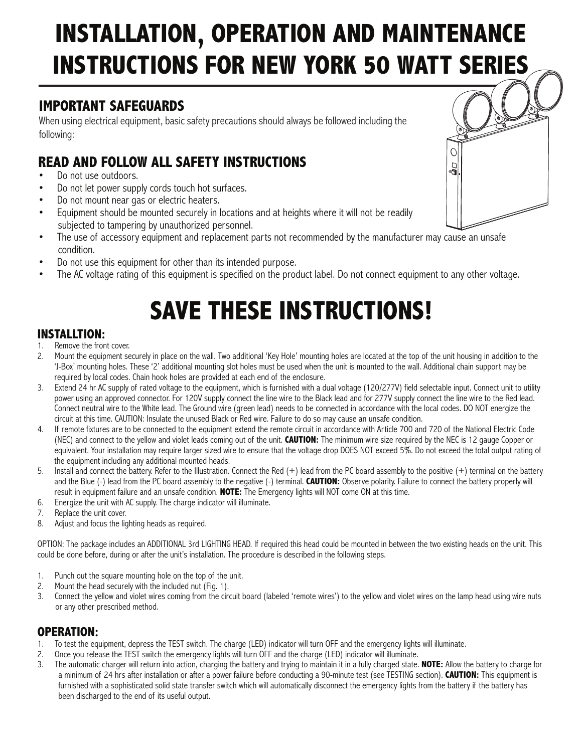# INSTALLATION, OPERATION AND MAINTENANCE INSTRUCTIONS FOR NEW YORK 50 WATT SERIES

## IMPORTANT SAFEGUARDS

When using electrical equipment, basic safety precautions should always be followed including the following:

## READ AND FOLLOW ALL SAFETY INSTRUCTIONS

- Do not use outdoors.
- Do not let power supply cords touch hot surfaces.
- Do not mount near gas or electric heaters.
- Equipment should be mounted securely in locations and at heights where it will not be readily subjected to tampering by unauthorized personnel.
- The use of accessory equipment and replacement parts not recommended by the manufacturer may cause an unsafe condition.
- Do not use this equipment for other than its intended purpose.
- The AC voltage rating of this equipment is specified on the product label. Do not connect equipment to any other voltage.

# SAVE THESE INSTRUCTIONS!

## INSTALLTION:

1. Remove the front cover.
2. Mount the equipment securely in place on the wall. Two additional 'Key Hole' mounting holes are located at the top of the unit housing in addition to the 'J-Box' mounting holes. These '2' additional mounting slot holes must be used when the unit is mounted to the wall. Additional chain support may be required by local codes. Chain hook holes are provided at each end of the enclosure.
3. Extend 24 hr AC supply of rated voltage to the equipment, which is furnished with a dual voltage (120/277V) field selectable input. Connect unit to utility power using an approved connector. For 120V supply connect the line wire to the Black lead and for 277V supply connect the line wire to the Red lead. Connect neutral wire to the White lead. The Ground wire (green lead) needs to be connected in accordance with the local codes. DO NOT energize the circuit at this time. CAUTION: Insulate the unused Black or Red wire. Failure to do so may cause an unsafe condition.
4. If remote fixtures are to be connected to the equipment extend the remote circuit in accordance with Article 700 and 720 of the National Electric Code (NEC) and connect to the yellow and violet leads coming out of the unit. **CAUTION:** The minimum wire size required by the NEC is 12 gauge Copper or equivalent. Your installation may require larger sized wire to ensure that the voltage drop DOES NOT exceed 5%. Do not exceed the total output rating of the equipment including any additional mounted heads.
5. Install and connect the battery. Refer to the Illustration. Connect the Red (+) lead from the PC board assembly to the positive (+) terminal on the battery and the Blue (-) lead from the PC board assembly to the negative (-) terminal. **CAUTION:** Observe polarity. Failure to connect the battery properly will result in equipment failure and an unsafe condition. **NOTE:** The Emergency lights will NOT come ON at this time.
6. Energize the unit with AC supply. The charge indicator will illuminate.
7. Replace the unit cover.
8. Adjust and focus the lighting heads as required.

OPTION: The package includes an ADDITIONAL 3rd LIGHTING HEAD. If required this head could be mounted in between the two existing heads on the unit. This could be done before, during or after the unit's installation. The procedure is described in the following steps.

1. Punch out the square mounting hole on the top of the unit.
2. Mount the head securely with the included nut (Fig. 1).
3. Connect the yellow and violet wires coming from the circuit board (labeled 'remote wires') to the yellow and violet wires on the lamp head using wire nuts or any other prescribed method.

## OPERATION:

1. To test the equipment, depress the TEST switch. The charge (LED) indicator will turn OFF and the emergency lights will illuminate.
2. Once you release the TEST switch the emergency lights will turn OFF and the charge (LED) indicator will illuminate.
3. The automatic charger will return into action, charging the battery and trying to maintain it in a fully charged state. **NOTE:** Allow the battery to charge for a minimum of 24 hrs after installation or after a power failure before conducting a 90-minute test (see TESTING section). **CAUTION:** This equipment is furnished with a sophisticated solid state transfer switch which will automatically disconnect the emergency lights from the battery if the battery has been discharged to the end of its useful output.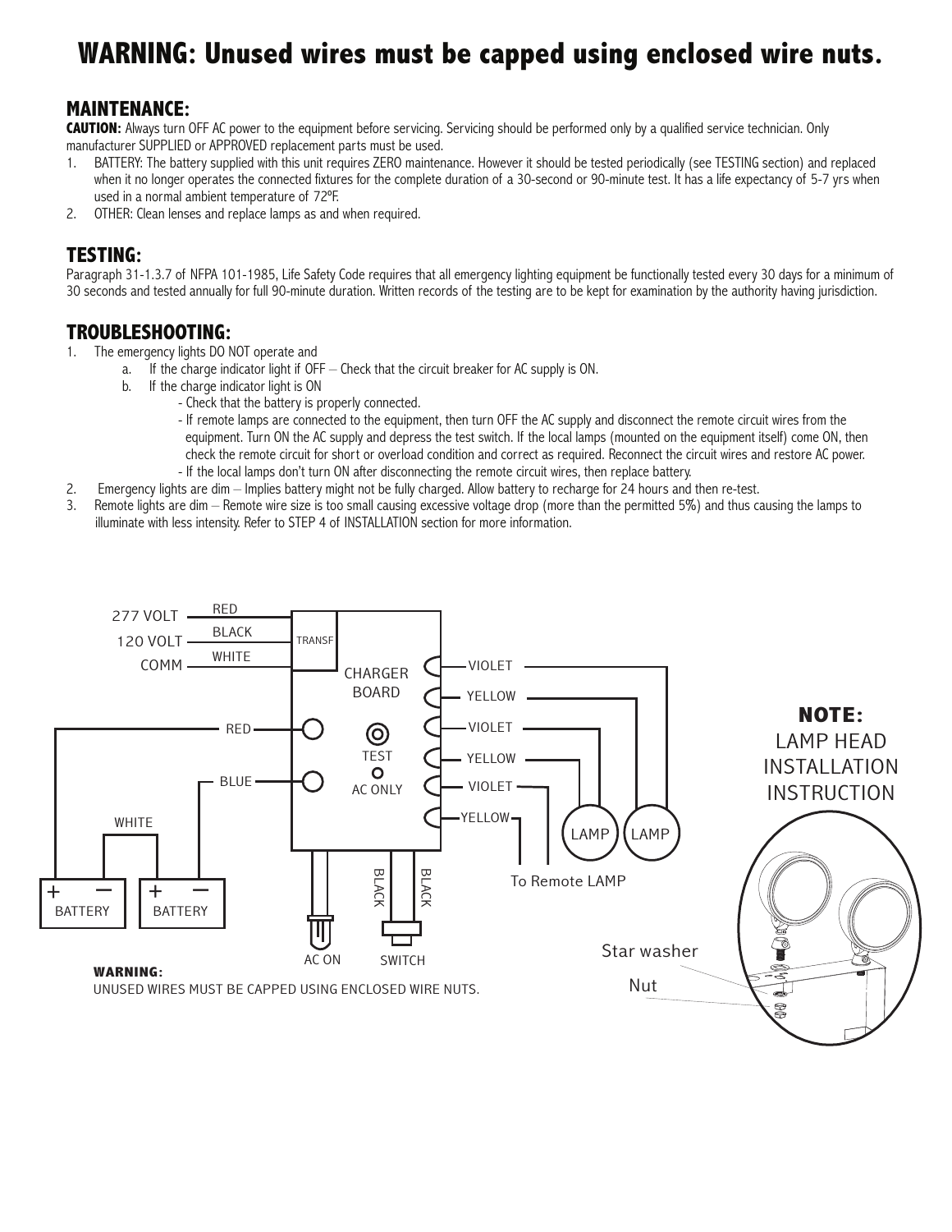# WARNING: Unused wires must be capped using enclosed wire nuts.

## MAINTENANCE:

**CAUTION:** Always turn OFF AC power to the equipment before servicing. Servicing should be performed only by a qualified service technician. Only manufacturer SUPPLIED or APPROVED replacement parts must be used.

1. BATTERY: The battery supplied with this unit requires ZERO maintenance. However it should be tested periodically (see TESTING section) and replaced when it no longer operates the connected fixtures for the complete duration of a 30-second or 90-minute test. It has a life expectancy of 5-7 yrs when used in a normal ambient temperature of 72ºF.
2. OTHER: Clean lenses and replace lamps as and when required.

## TESTING:

Paragraph 31-1.3.7 of NFPA 101-1985, Life Safety Code requires that all emergency lighting equipment be functionally tested every 30 days for a minimum of 30 seconds and tested annually for full 90-minute duration. Written records of the testing are to be kept for examination by the authority having jurisdiction.

## TROUBLESHOOTING:

1. The emergency lights DO NOT operate and
   a. If the charge indicator light if OFF – Check that the circuit breaker for AC supply is ON.
   b. If the charge indicator light is ON
      - Check that the battery is properly connected.
      - If remote lamps are connected to the equipment, then turn OFF the AC supply and disconnect the remote circuit wires from the equipment. Turn ON the AC supply and depress the test switch. If the local lamps (mounted on the equipment itself) come ON, then check the remote circuit for short or overload condition and correct as required. Reconnect the circuit wires and restore AC power.
      - If the local lamps don't turn ON after disconnecting the remote circuit wires, then replace battery.
2. Emergency lights are dim – Implies battery might not be fully charged. Allow battery to recharge for 24 hours and then re-test.
3. Remote lights are dim – Remote wire size is too small causing excessive voltage drop (more than the permitted 5%) and thus causing the lamps to illuminate with less intensity. Refer to STEP 4 of INSTALLATION section for more information.

277 VOLT
RED
120 VOLT
BLACK
COMM
WHITE
TRANSF
CHARGER BOARD
RED
BLUE
TEST
AC ONLY
VIOLET
YELLOW
VIOLET
YELLOW
VIOLET
YELLOW
LAMP
LAMP
To Remote LAMP
WHITE
BATTERY
BATTERY
BLACK
BLACK
AC ON
SWITCH

**WARNING:**
UNUSED WIRES MUST BE CAPPED USING ENCLOSED WIRE NUTS.

**NOTE:**
LAMP HEAD INSTALLATION INSTRUCTION

Star washer
Nut